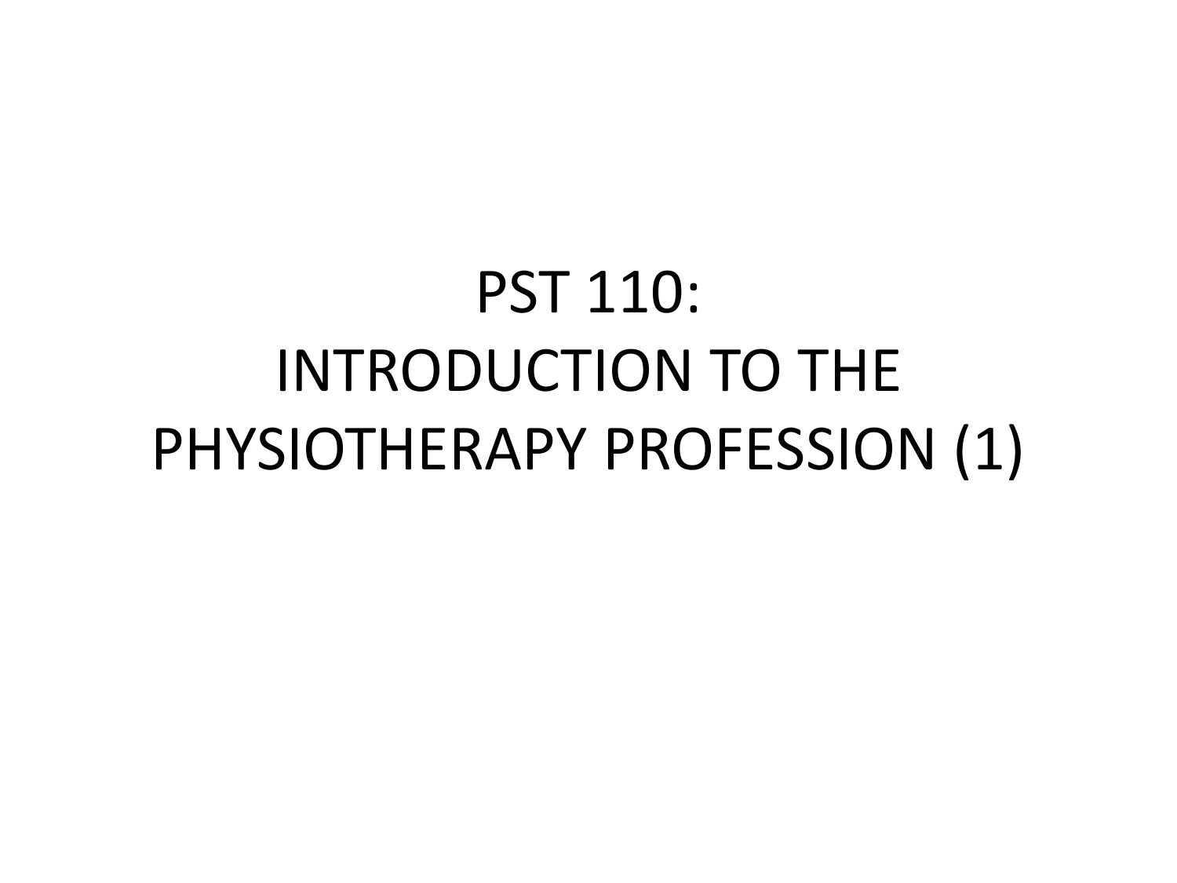# PST 110: INTRODUCTION TO THE PHYSIOTHERAPY PROFESSION (1)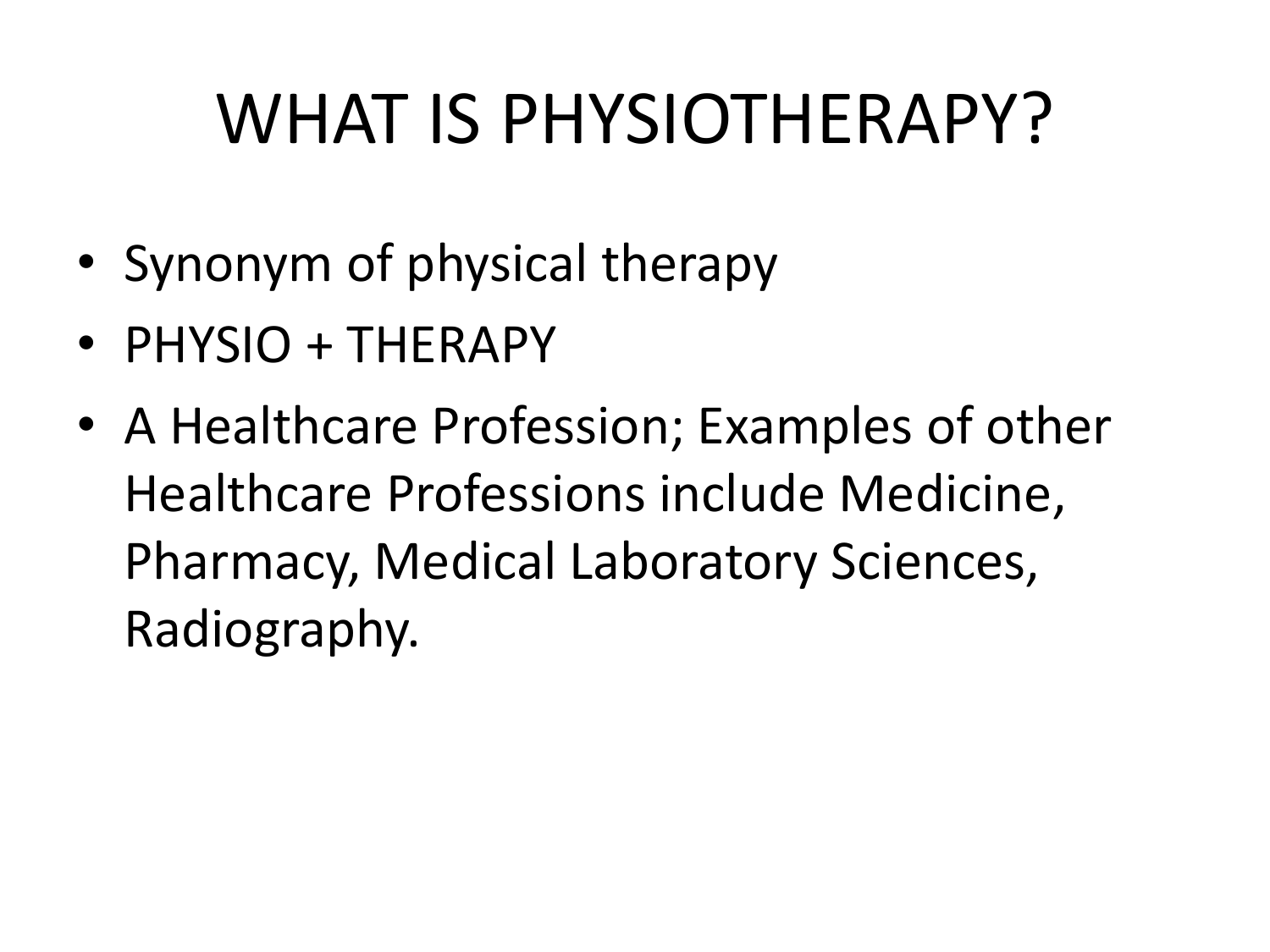# WHAT IS PHYSIOTHERAPY?

- Synonym of physical therapy
- PHYSIO + THERAPY
- A Healthcare Profession; Examples of other Healthcare Professions include Medicine, Pharmacy, Medical Laboratory Sciences, Radiography.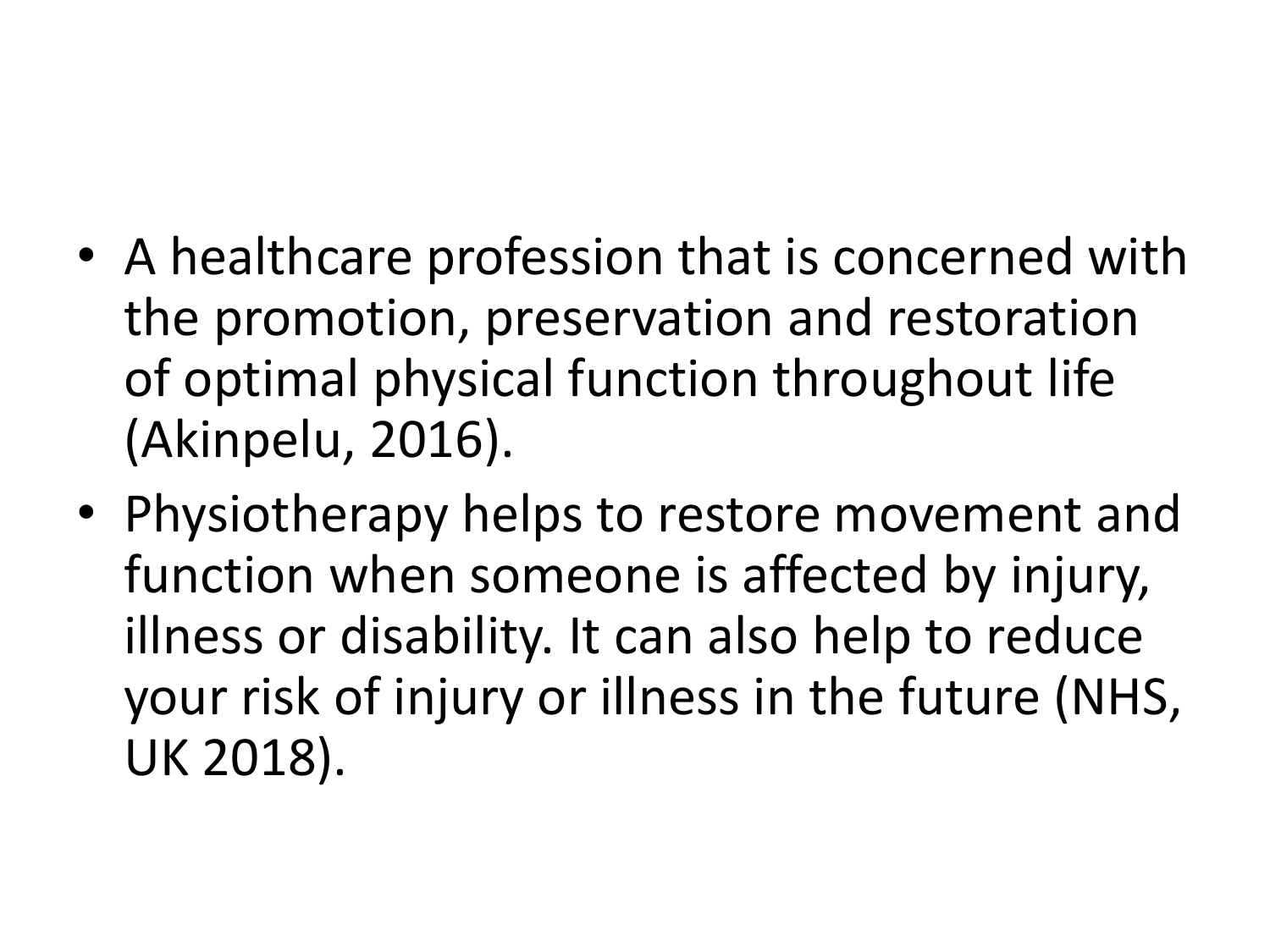- A healthcare profession that is concerned with the promotion, preservation and restoration of optimal physical function throughout life (Akinpelu, 2016).
- Physiotherapy helps to restore movement and function when someone is affected by injury, illness or disability. It can also help to reduce your risk of injury or illness in the future (NHS, UK 2018).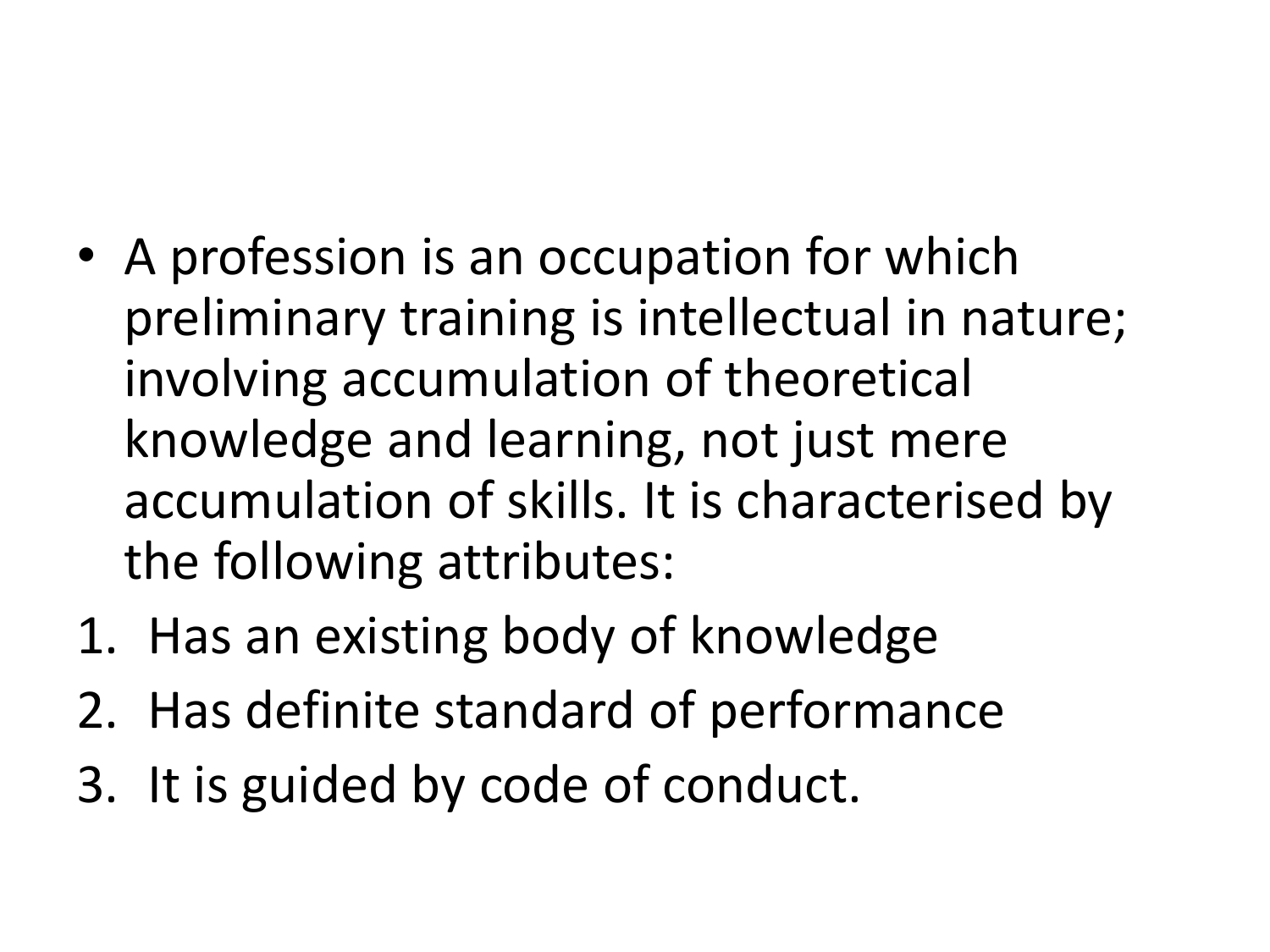- A profession is an occupation for which preliminary training is intellectual in nature; involving accumulation of theoretical knowledge and learning, not just mere accumulation of skills. It is characterised by the following attributes:

1. Has an existing body of knowledge
2. Has definite standard of performance
3. It is guided by code of conduct.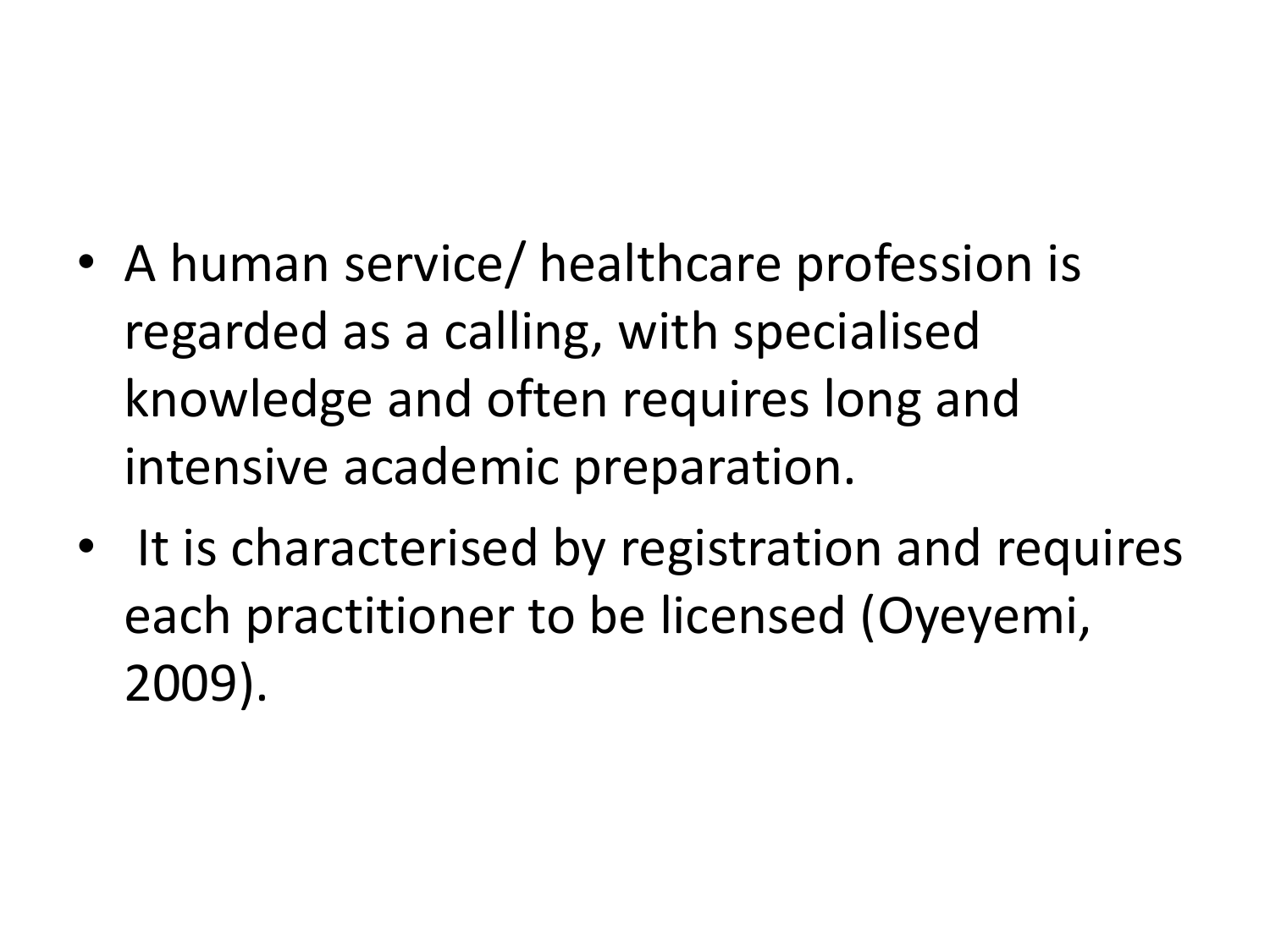- A human service/ healthcare profession is regarded as a calling, with specialised knowledge and often requires long and intensive academic preparation.
- It is characterised by registration and requires each practitioner to be licensed (Oyeyemi, 2009).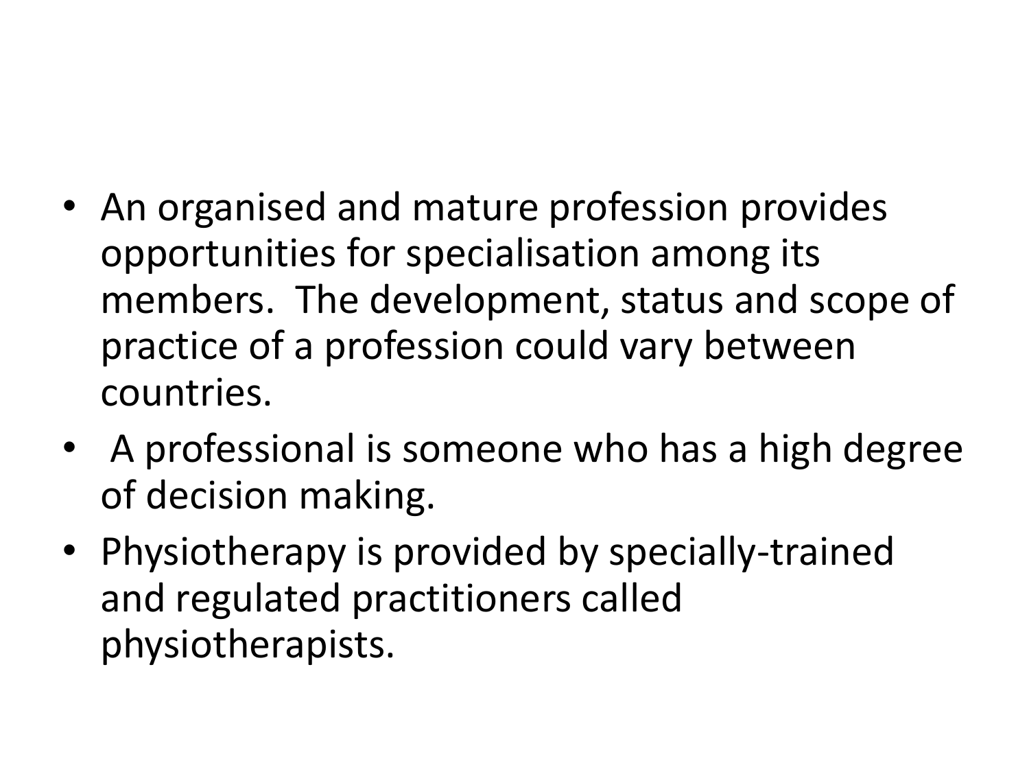- An organised and mature profession provides opportunities for specialisation among its members. The development, status and scope of practice of a profession could vary between countries.
- A professional is someone who has a high degree of decision making.
- Physiotherapy is provided by specially-trained and regulated practitioners called physiotherapists.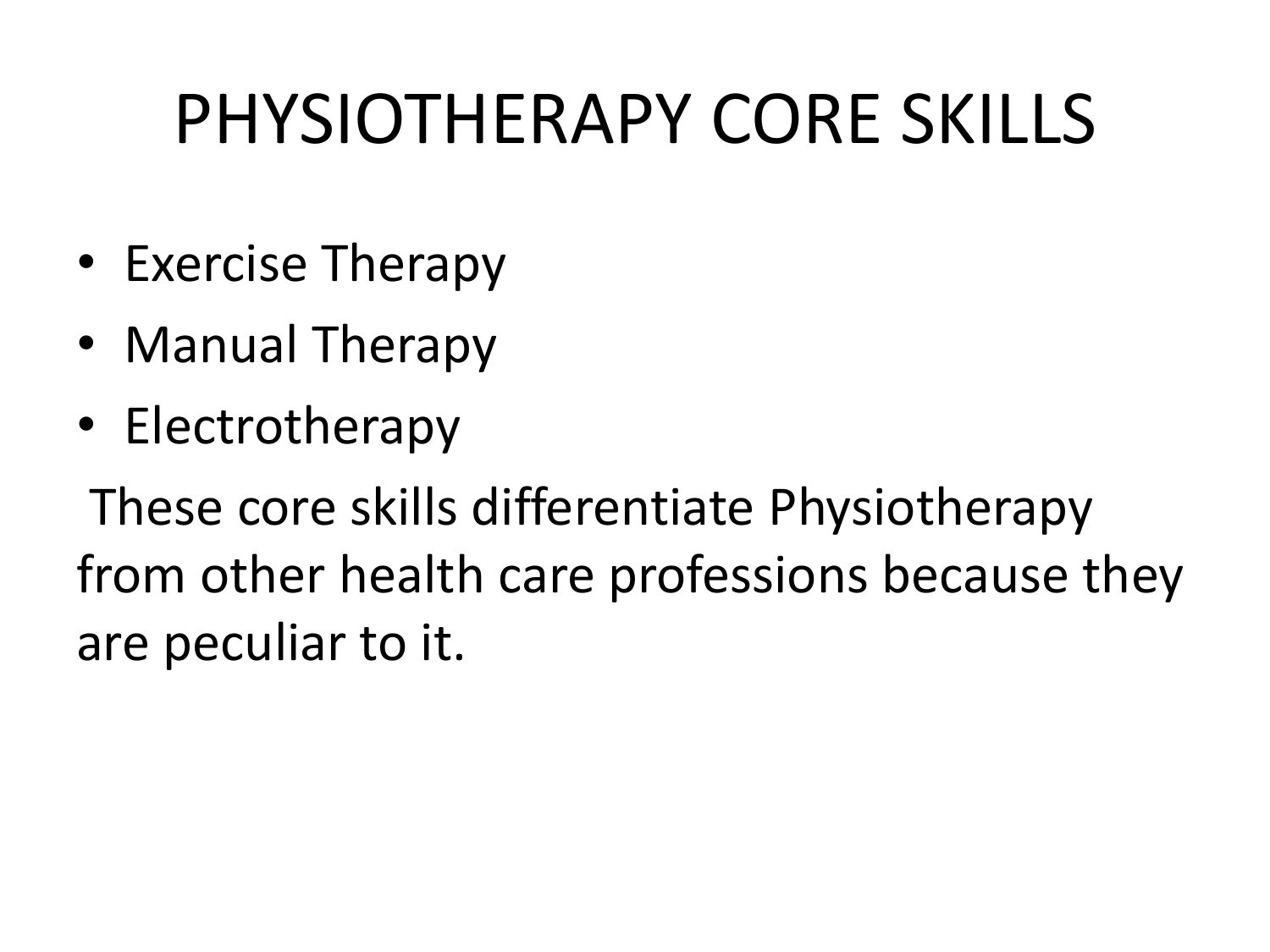# PHYSIOTHERAPY CORE SKILLS

- Exercise Therapy
- Manual Therapy
- Electrotherapy

These core skills differentiate Physiotherapy from other health care professions because they are peculiar to it.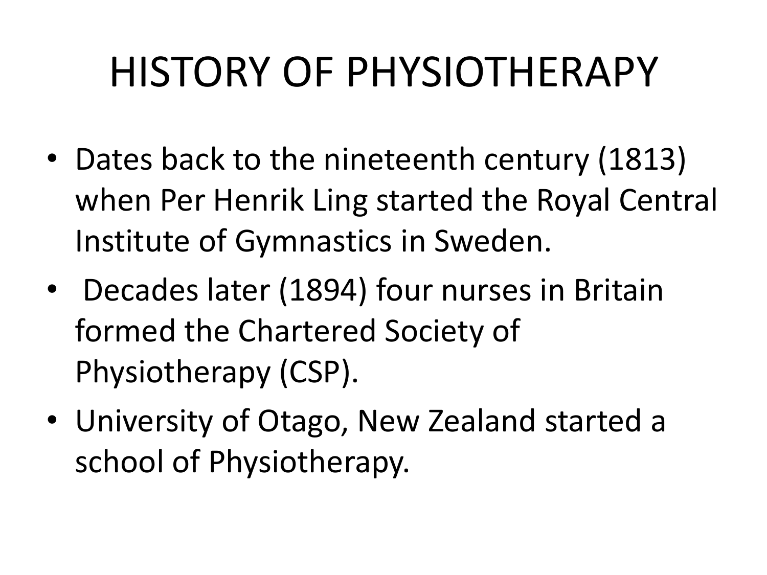# HISTORY OF PHYSIOTHERAPY

- Dates back to the nineteenth century (1813) when Per Henrik Ling started the Royal Central Institute of Gymnastics in Sweden.
- Decades later (1894) four nurses in Britain formed the Chartered Society of Physiotherapy (CSP).
- University of Otago, New Zealand started a school of Physiotherapy.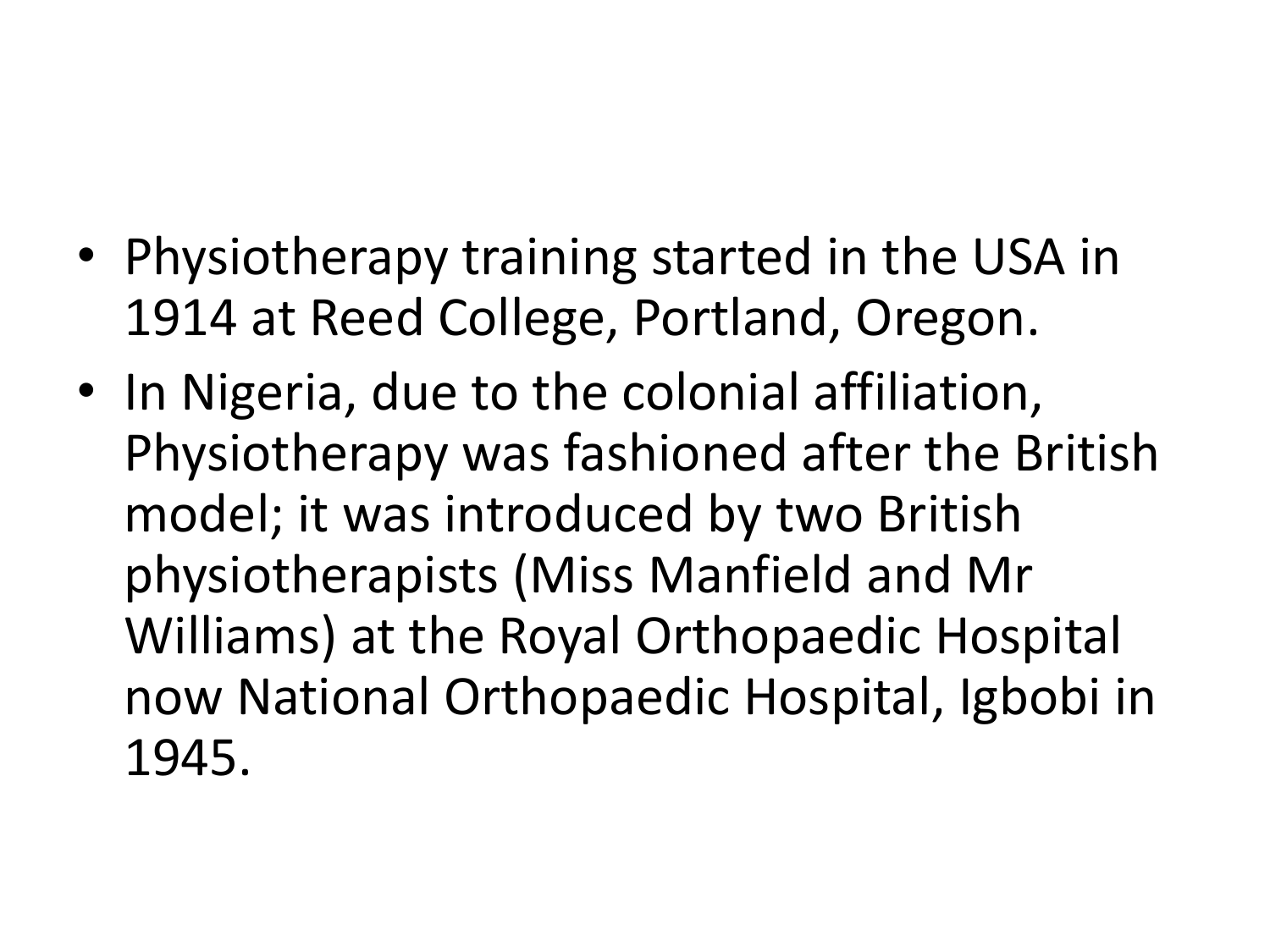- Physiotherapy training started in the USA in 1914 at Reed College, Portland, Oregon.
- In Nigeria, due to the colonial affiliation, Physiotherapy was fashioned after the British model; it was introduced by two British physiotherapists (Miss Manfield and Mr Williams) at the Royal Orthopaedic Hospital now National Orthopaedic Hospital, Igbobi in 1945.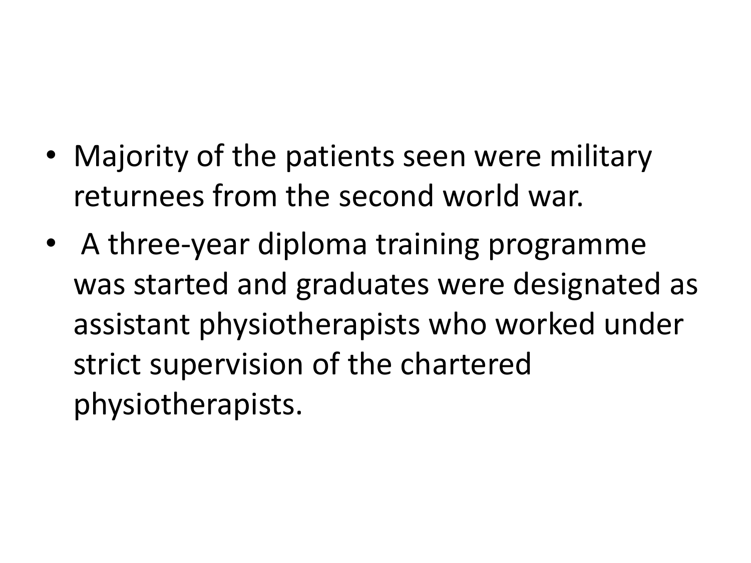- Majority of the patients seen were military returnees from the second world war.
- A three-year diploma training programme was started and graduates were designated as assistant physiotherapists who worked under strict supervision of the chartered physiotherapists.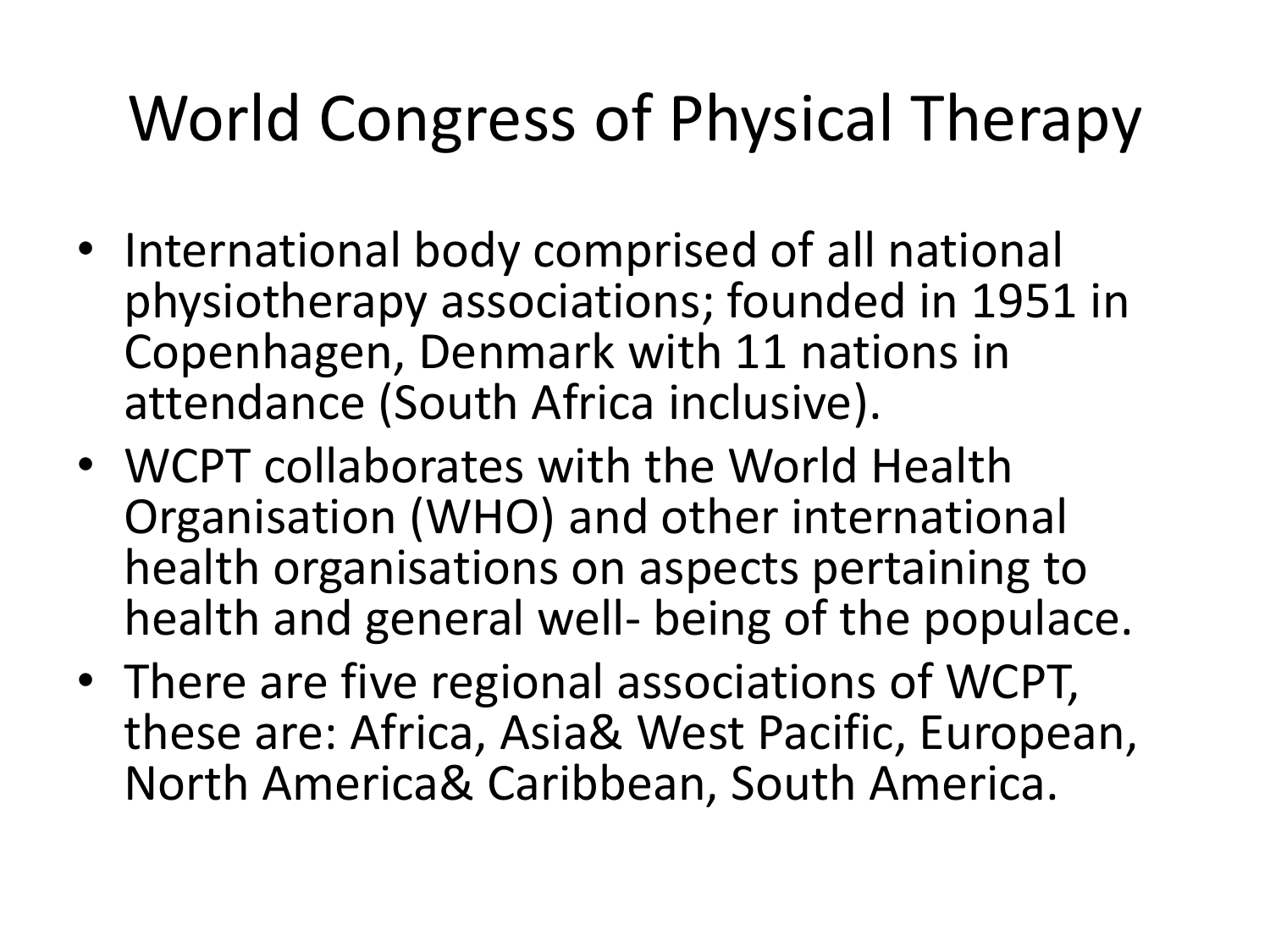# World Congress of Physical Therapy

- International body comprised of all national physiotherapy associations; founded in 1951 in Copenhagen, Denmark with 11 nations in attendance (South Africa inclusive).
- WCPT collaborates with the World Health Organisation (WHO) and other international health organisations on aspects pertaining to health and general well- being of the populace.
- There are five regional associations of WCPT, these are: Africa, Asia& West Pacific, European, North America& Caribbean, South America.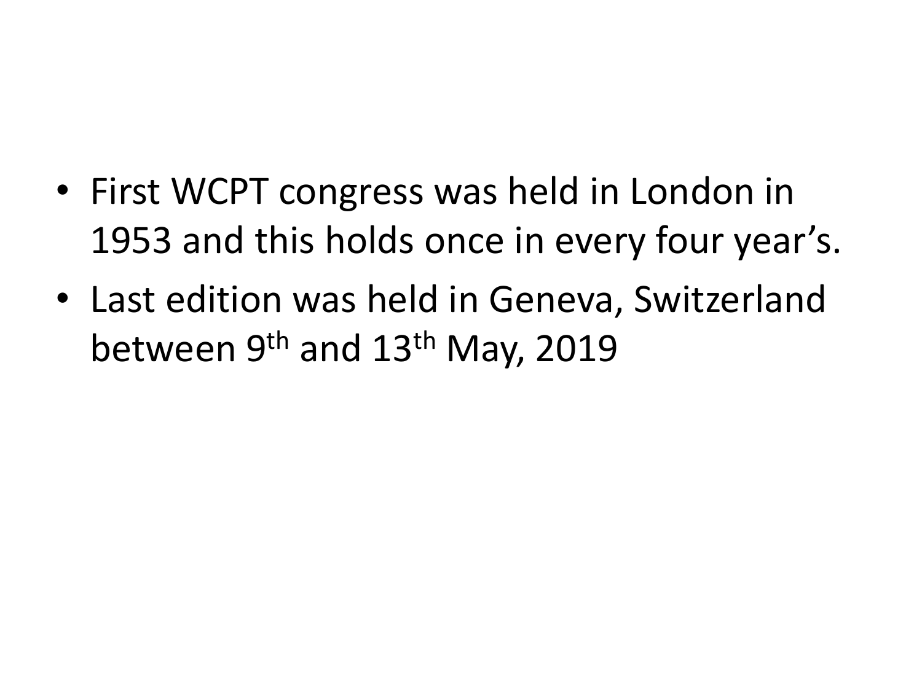- First WCPT congress was held in London in 1953 and this holds once in every four year's.
- Last edition was held in Geneva, Switzerland between 9th and 13th May, 2019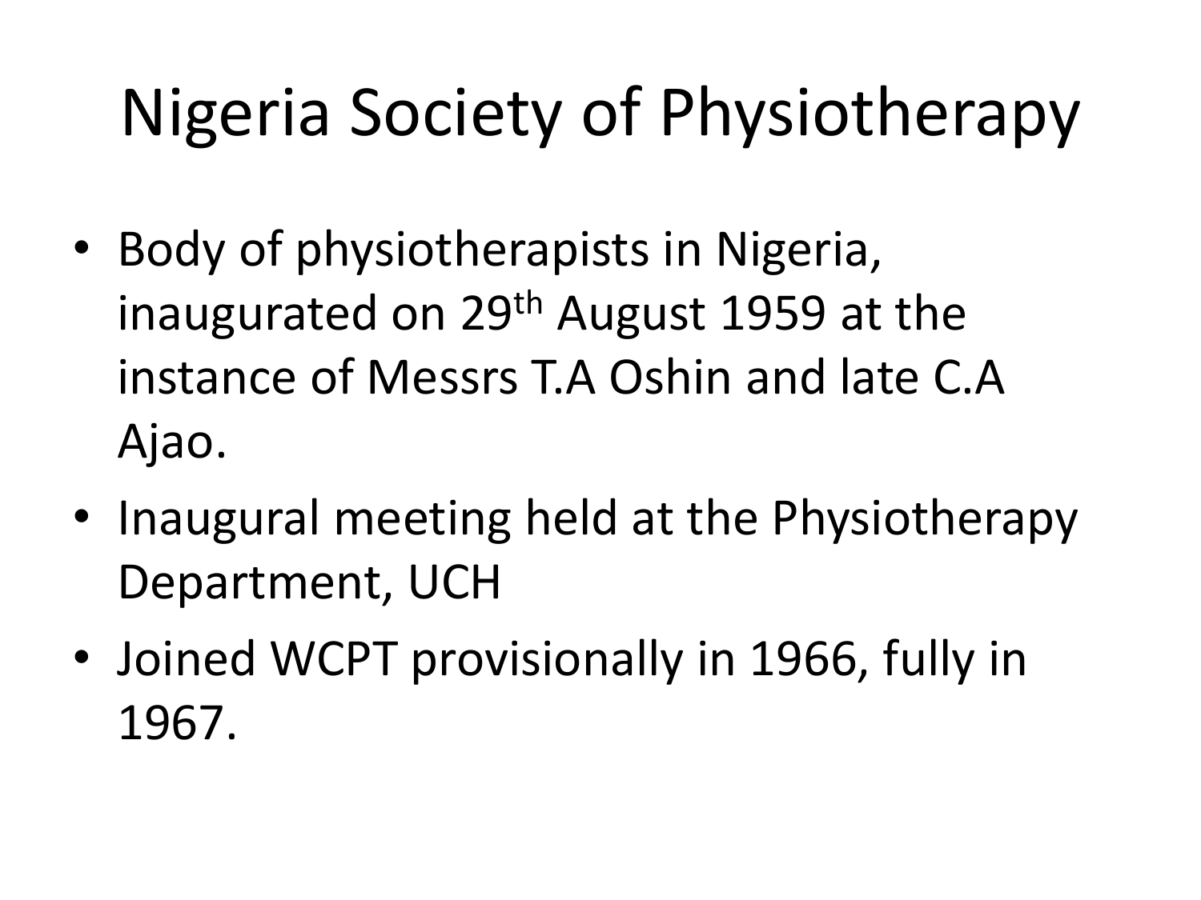# Nigeria Society of Physiotherapy

- Body of physiotherapists in Nigeria, inaugurated on 29th August 1959 at the instance of Messrs T.A Oshin and late C.A Ajao.
- Inaugural meeting held at the Physiotherapy Department, UCH
- Joined WCPT provisionally in 1966, fully in 1967.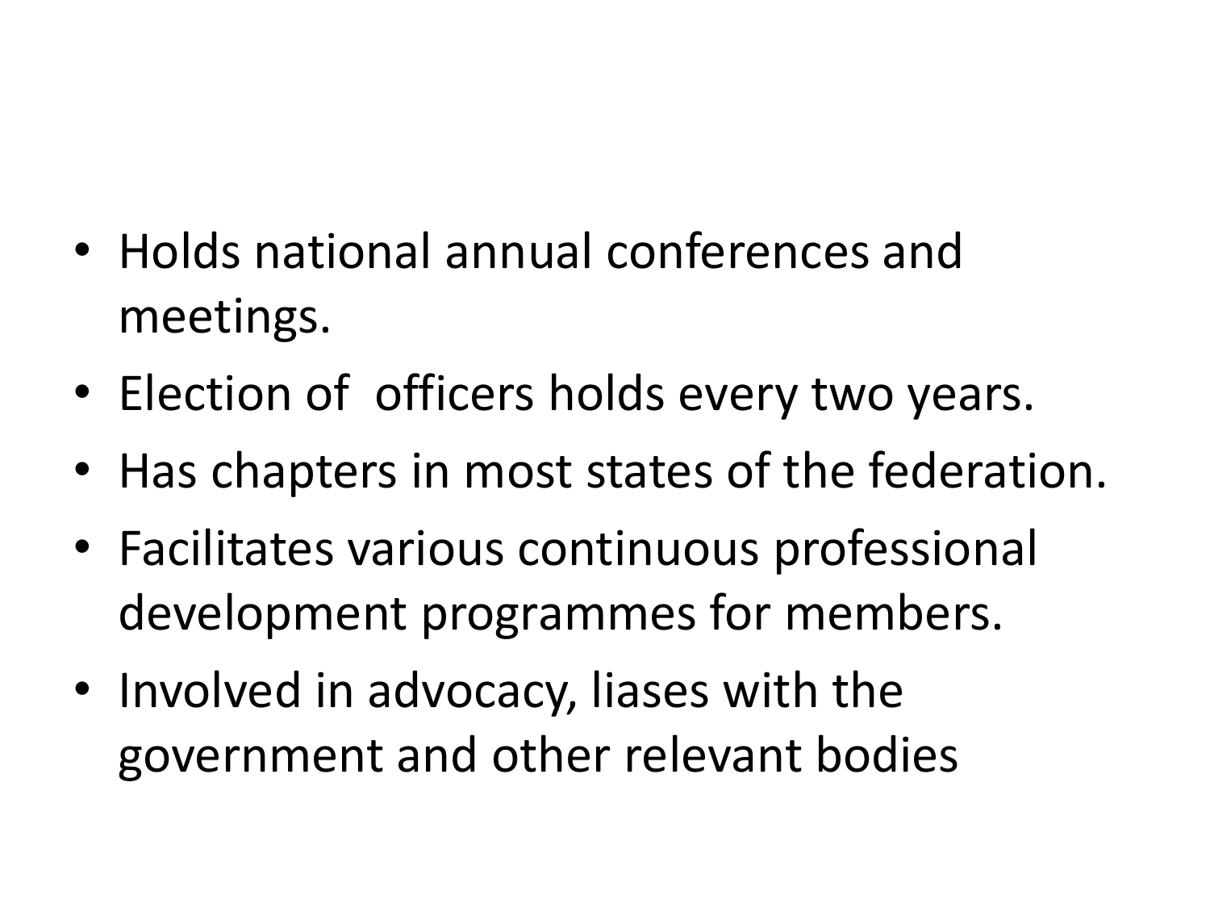- Holds national annual conferences and meetings.
- Election of  officers holds every two years.
- Has chapters in most states of the federation.
- Facilitates various continuous professional development programmes for members.
- Involved in advocacy, liases with the government and other relevant bodies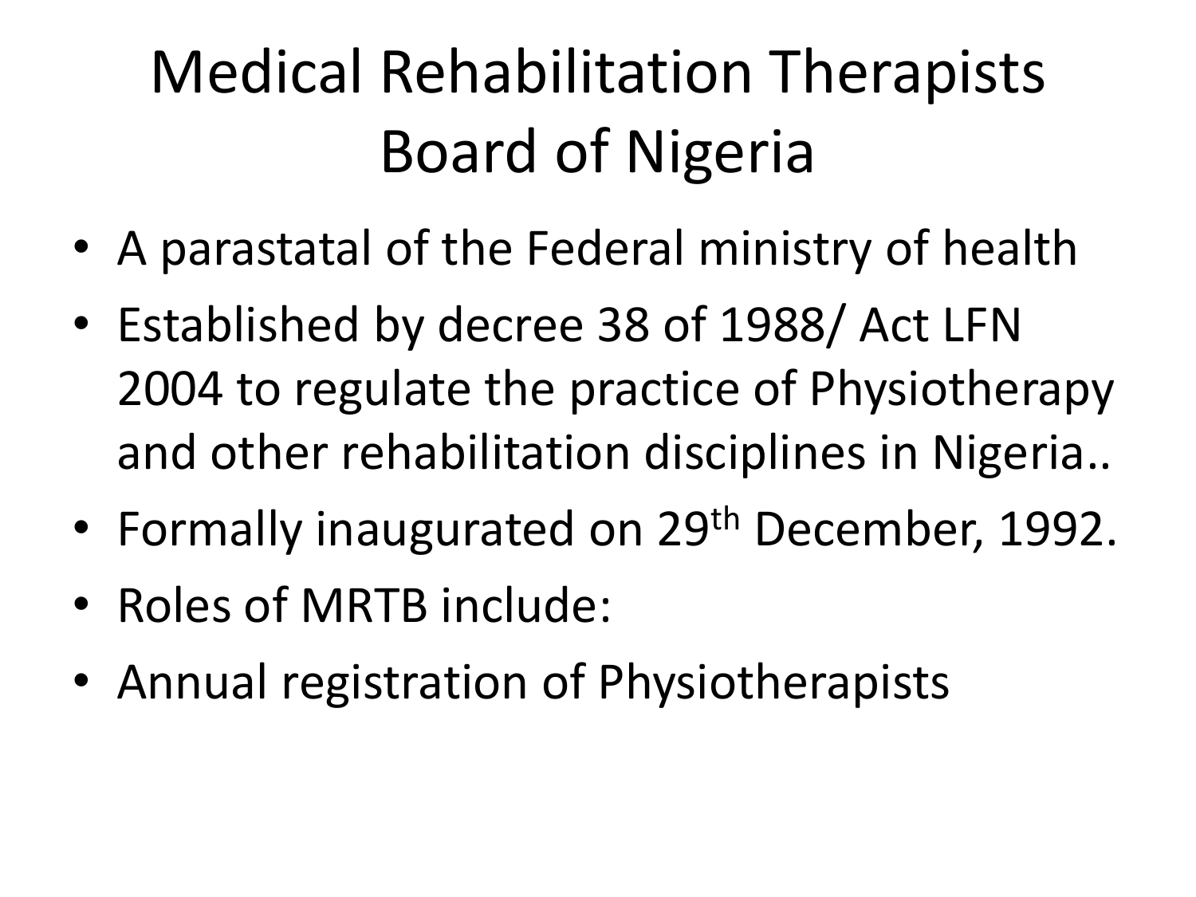# Medical Rehabilitation Therapists Board of Nigeria

- A parastatal of the Federal ministry of health
- Established by decree 38 of 1988/ Act LFN 2004 to regulate the practice of Physiotherapy and other rehabilitation disciplines in Nigeria..
- Formally inaugurated on 29th December, 1992.
- Roles of MRTB include:
- Annual registration of Physiotherapists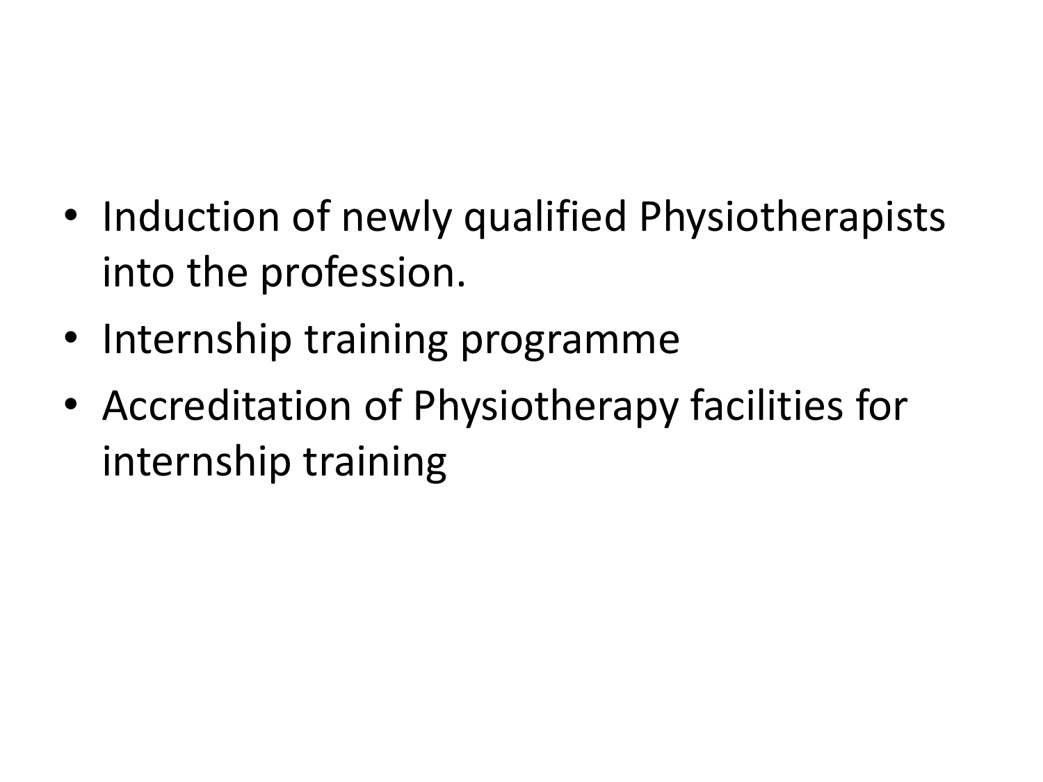- Induction of newly qualified Physiotherapists into the profession.
- Internship training programme
- Accreditation of Physiotherapy facilities for internship training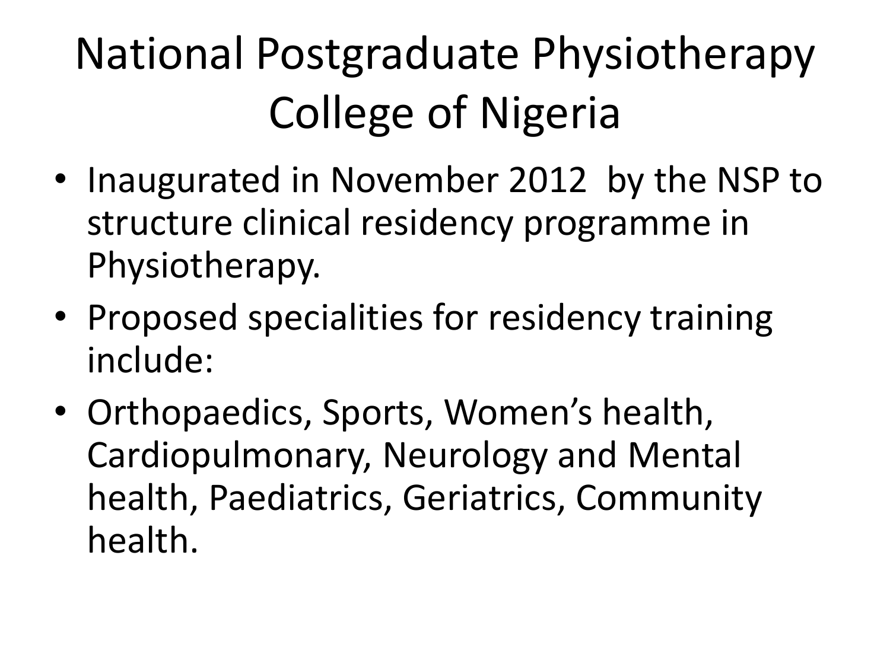# National Postgraduate Physiotherapy College of Nigeria

- Inaugurated in November 2012 by the NSP to structure clinical residency programme in Physiotherapy.
- Proposed specialities for residency training include:
- Orthopaedics, Sports, Women's health, Cardiopulmonary, Neurology and Mental health, Paediatrics, Geriatrics, Community health.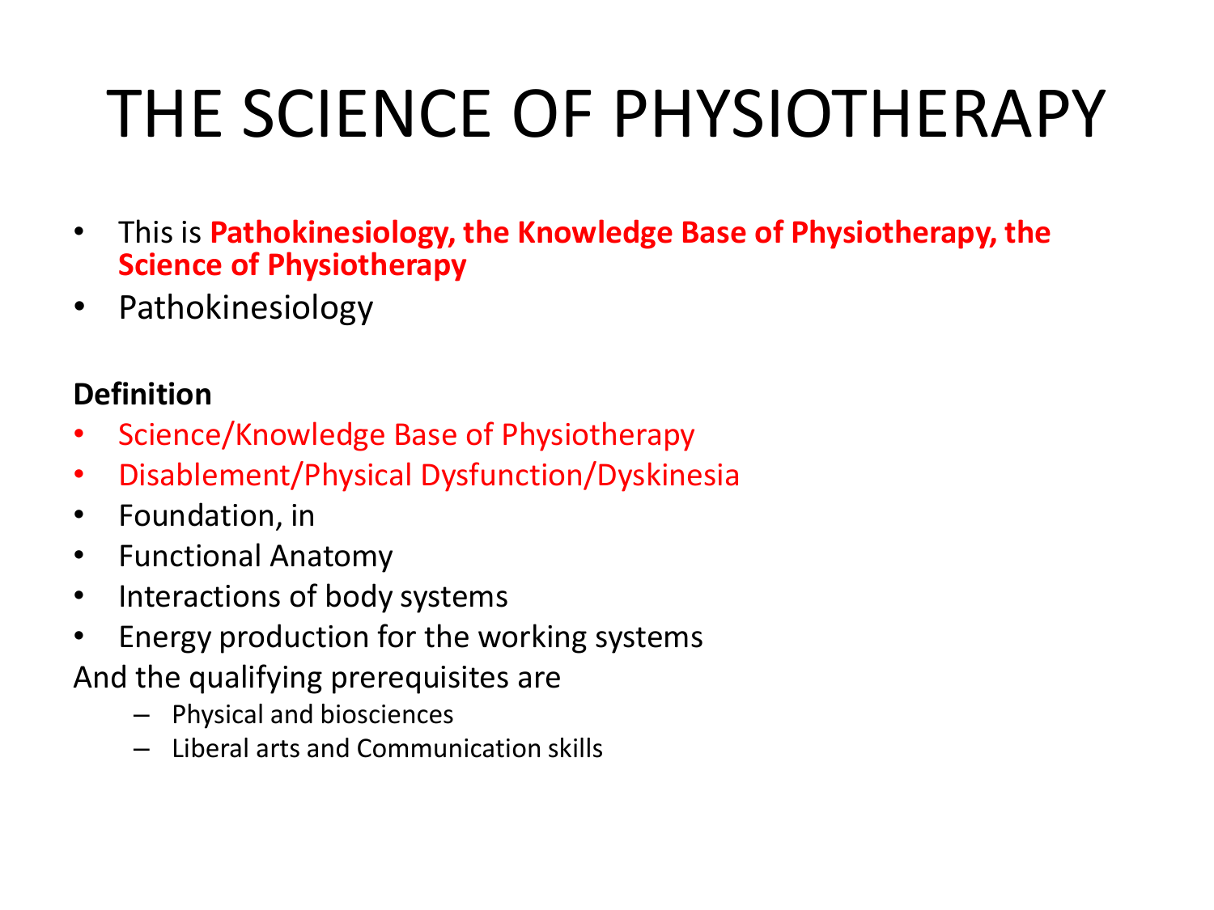# THE SCIENCE OF PHYSIOTHERAPY

- This is **Pathokinesiology, the Knowledge Base of Physiotherapy, the Science of Physiotherapy**
- Pathokinesiology

**Definition**

- Science/Knowledge Base of Physiotherapy
- Disablement/Physical Dysfunction/Dyskinesia
- Foundation, in
- Functional Anatomy
- Interactions of body systems
- Energy production for the working systems

And the qualifying prerequisites are

- Physical and biosciences
- Liberal arts and Communication skills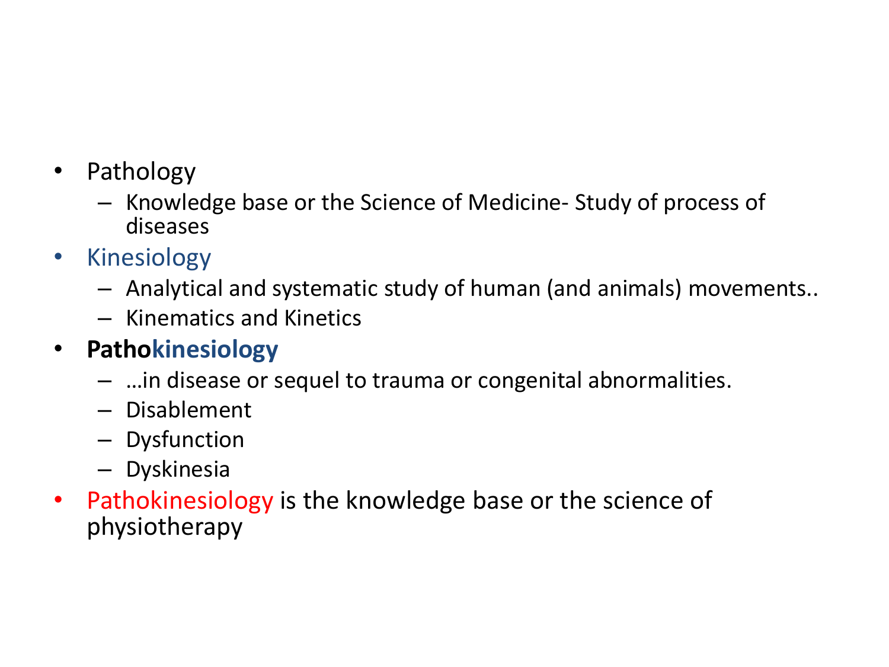- Pathology
  - Knowledge base or the Science of Medicine- Study of process of diseases
- Kinesiology
  - Analytical and systematic study of human (and animals) movements..
  - Kinematics and Kinetics
- **Pathokinesiology**
  - …in disease or sequel to trauma or congenital abnormalities.
  - Disablement
  - Dysfunction
  - Dyskinesia
- Pathokinesiology is the knowledge base or the science of physiotherapy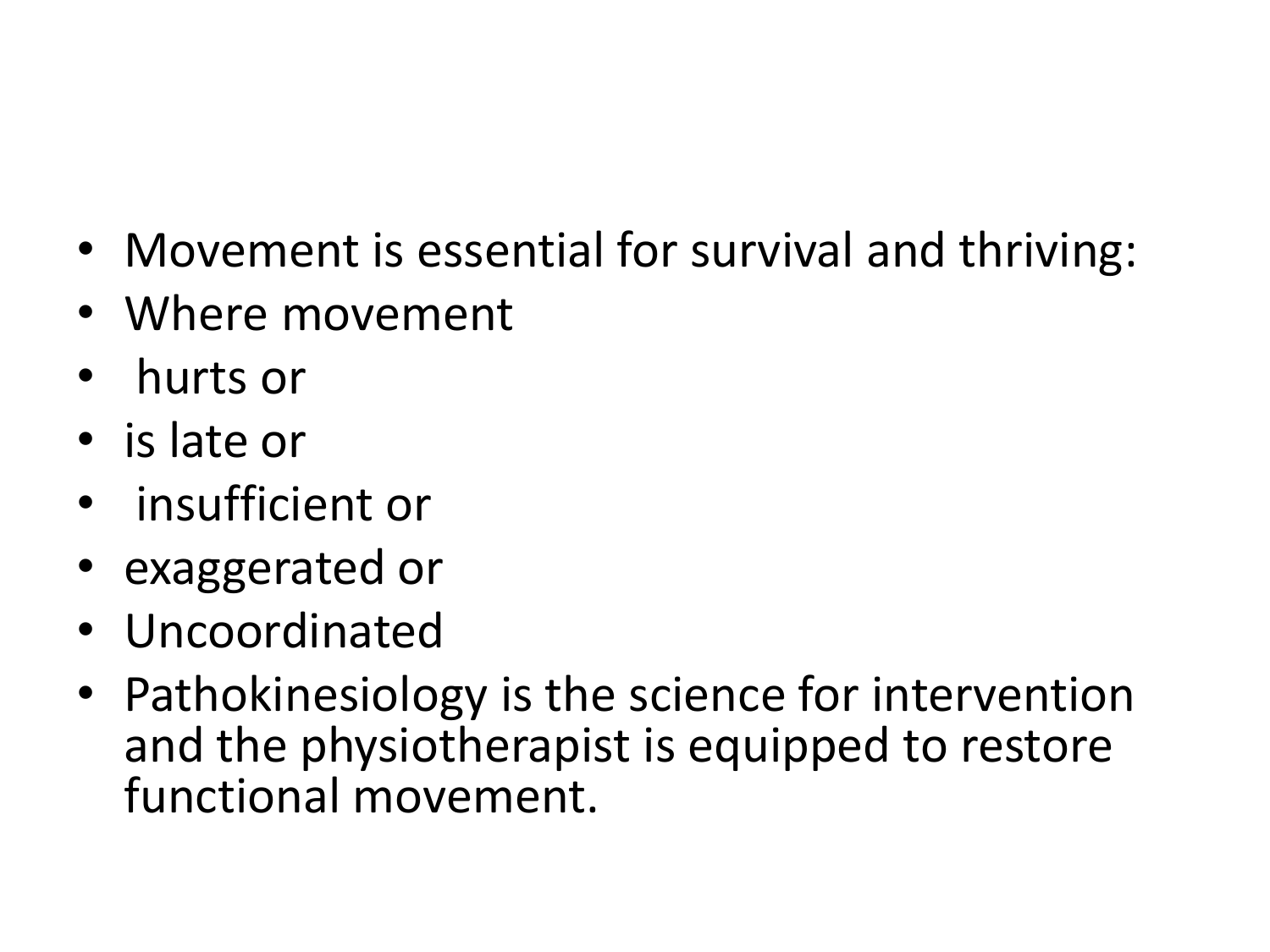- Movement is essential for survival and thriving:
- Where movement
- hurts or
- is late or
- insufficient or
- exaggerated or
- Uncoordinated
- Pathokinesiology is the science for intervention and the physiotherapist is equipped to restore functional movement.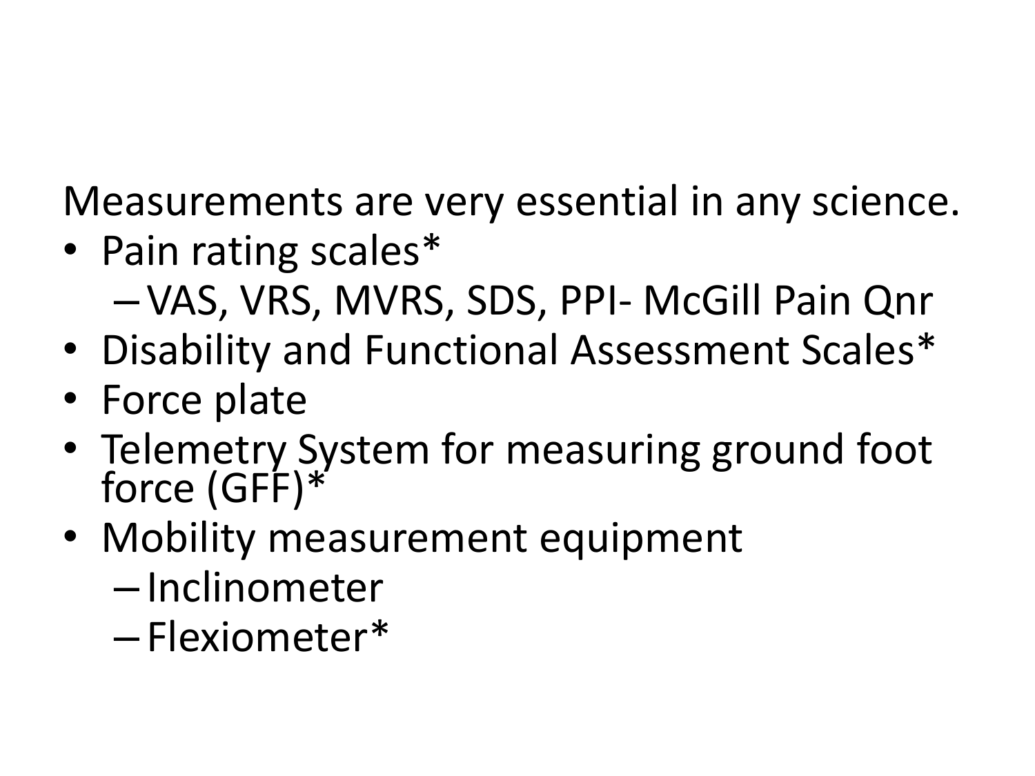Measurements are very essential in any science.

- Pain rating scales*
  - VAS, VRS, MVRS, SDS, PPI- McGill Pain Qnr
- Disability and Functional Assessment Scales*
- Force plate
- Telemetry System for measuring ground foot force (GFF)*
- Mobility measurement equipment
  - Inclinometer
  - Flexiometer*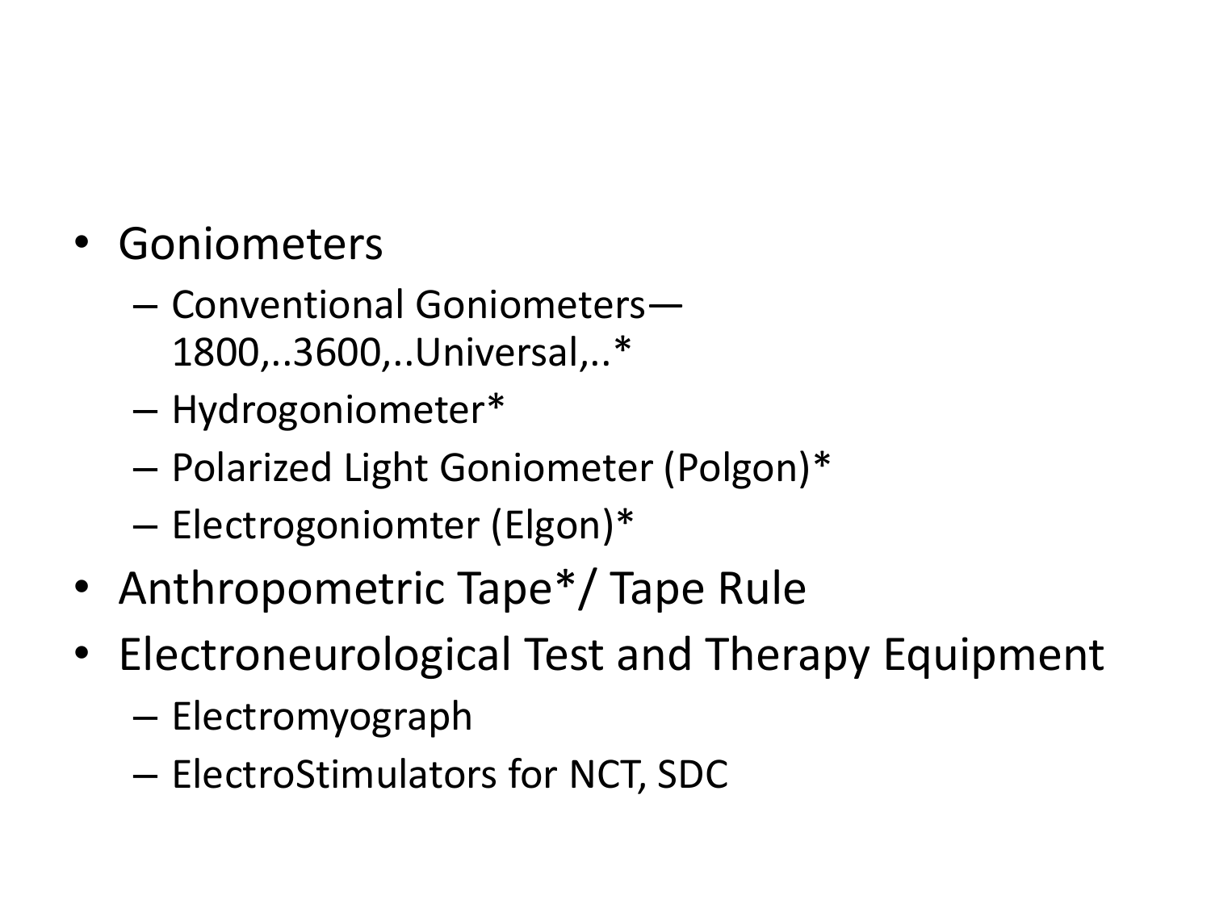- Goniometers
  - Conventional Goniometers—1800,..3600,..Universal,..*
  - Hydrogoniometer*
  - Polarized Light Goniometer (Polgon)*
  - Electrogoniomter (Elgon)*
- Anthropometric Tape*/ Tape Rule
- Electroneurological Test and Therapy Equipment
  - Electromyograph
  - ElectroStimulators for NCT, SDC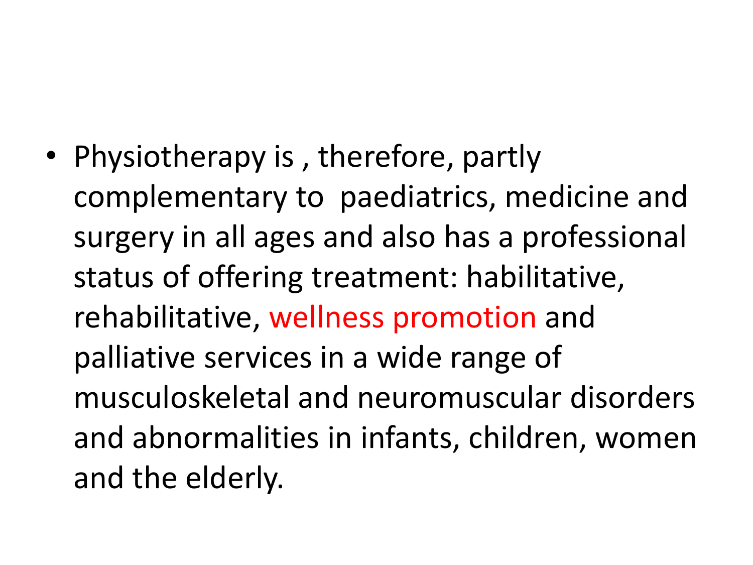- Physiotherapy is , therefore, partly complementary to paediatrics, medicine and surgery in all ages and also has a professional status of offering treatment: habilitative, rehabilitative, wellness promotion and palliative services in a wide range of musculoskeletal and neuromuscular disorders and abnormalities in infants, children, women and the elderly.